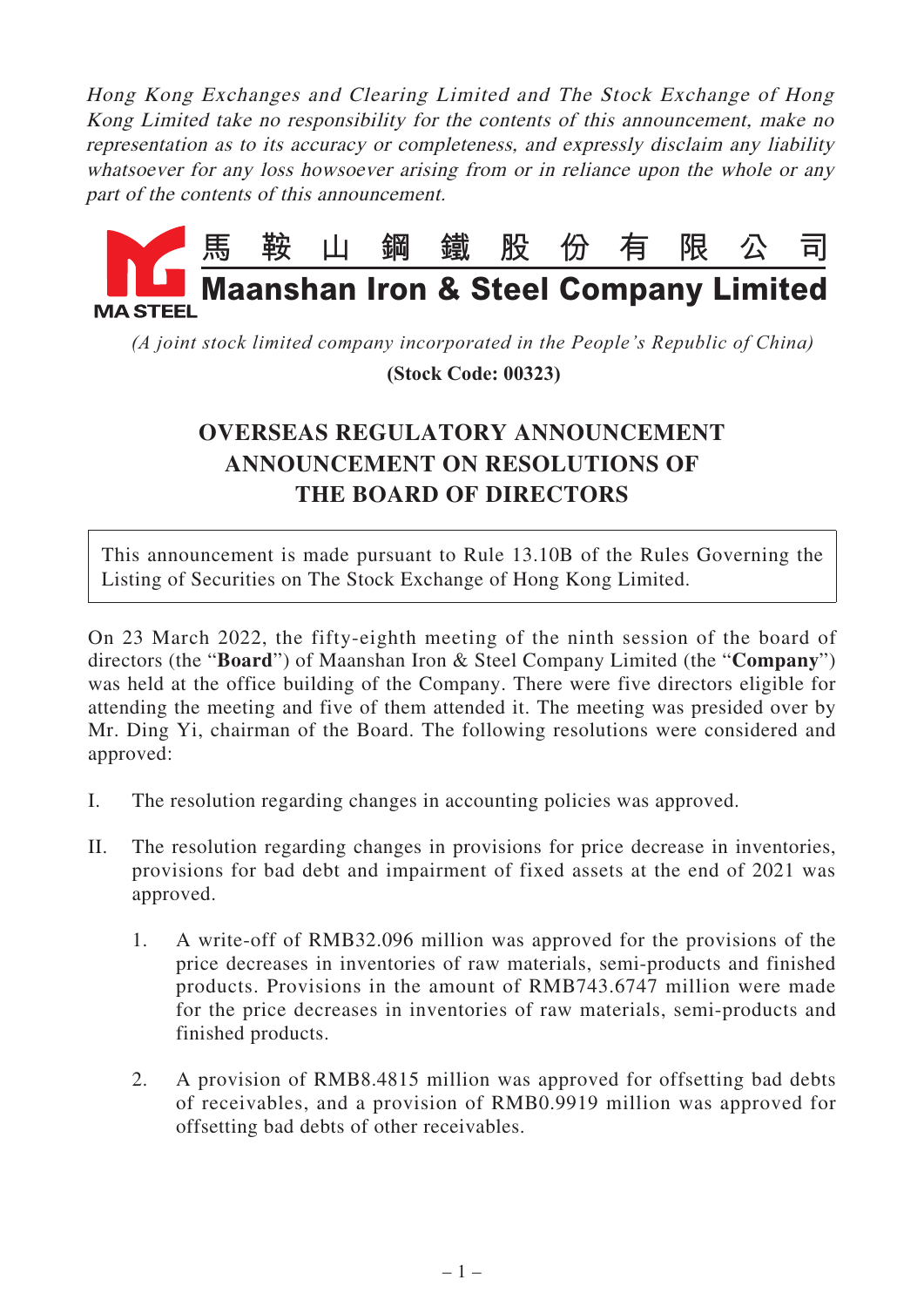*Hong Kong Exchanges and Clearing Limited and The Stock Exchange of Hong Kong Limited take no responsibility for the contents of this announcement, make no representation as to its accuracy or completeness, and expressly disclaim any liability whatsoever for any loss howsoever arising from or in reliance upon the whole or any part of the contents of this announcement.*

# 馬鞍山鋼鐵股份有限公司
# Maanshan Iron & Steel Company Limited

MA STEEL

*(A joint stock limited company incorporated in the People's Republic of China)*

**(Stock Code: 00323)**

## OVERSEAS REGULATORY ANNOUNCEMENT
## ANNOUNCEMENT ON RESOLUTIONS OF THE BOARD OF DIRECTORS

This announcement is made pursuant to Rule 13.10B of the Rules Governing the Listing of Securities on The Stock Exchange of Hong Kong Limited.

On 23 March 2022, the fifty-eighth meeting of the ninth session of the board of directors (the "**Board**") of Maanshan Iron & Steel Company Limited (the "**Company**") was held at the office building of the Company. There were five directors eligible for attending the meeting and five of them attended it. The meeting was presided over by Mr. Ding Yi, chairman of the Board. The following resolutions were considered and approved:

I. The resolution regarding changes in accounting policies was approved.

II. The resolution regarding changes in provisions for price decrease in inventories, provisions for bad debt and impairment of fixed assets at the end of 2021 was approved.

   1. A write-off of RMB32.096 million was approved for the provisions of the price decreases in inventories of raw materials, semi-products and finished products. Provisions in the amount of RMB743.6747 million were made for the price decreases in inventories of raw materials, semi-products and finished products.

   2. A provision of RMB8.4815 million was approved for offsetting bad debts of receivables, and a provision of RMB0.9919 million was approved for offsetting bad debts of other receivables.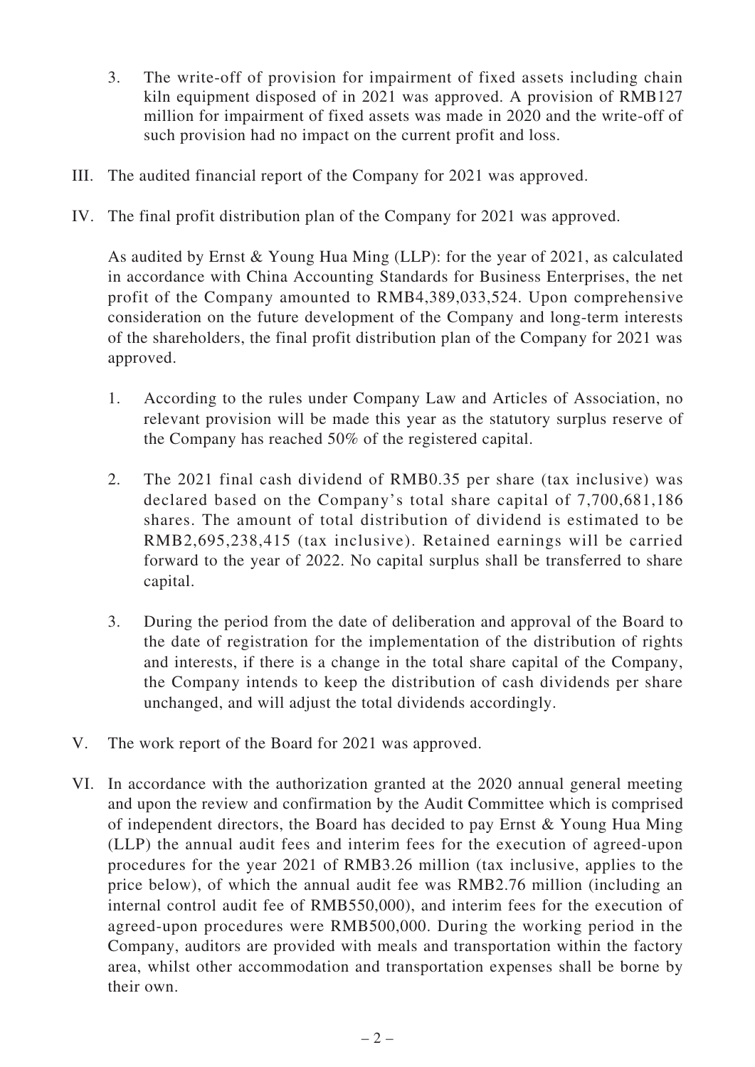3. The write-off of provision for impairment of fixed assets including chain kiln equipment disposed of in 2021 was approved. A provision of RMB127 million for impairment of fixed assets was made in 2020 and the write-off of such provision had no impact on the current profit and loss.

III. The audited financial report of the Company for 2021 was approved.

IV. The final profit distribution plan of the Company for 2021 was approved.

As audited by Ernst & Young Hua Ming (LLP): for the year of 2021, as calculated in accordance with China Accounting Standards for Business Enterprises, the net profit of the Company amounted to RMB4,389,033,524. Upon comprehensive consideration on the future development of the Company and long-term interests of the shareholders, the final profit distribution plan of the Company for 2021 was approved.

1. According to the rules under Company Law and Articles of Association, no relevant provision will be made this year as the statutory surplus reserve of the Company has reached 50% of the registered capital.

2. The 2021 final cash dividend of RMB0.35 per share (tax inclusive) was declared based on the Company's total share capital of 7,700,681,186 shares. The amount of total distribution of dividend is estimated to be RMB2,695,238,415 (tax inclusive). Retained earnings will be carried forward to the year of 2022. No capital surplus shall be transferred to share capital.

3. During the period from the date of deliberation and approval of the Board to the date of registration for the implementation of the distribution of rights and interests, if there is a change in the total share capital of the Company, the Company intends to keep the distribution of cash dividends per share unchanged, and will adjust the total dividends accordingly.

V. The work report of the Board for 2021 was approved.

VI. In accordance with the authorization granted at the 2020 annual general meeting and upon the review and confirmation by the Audit Committee which is comprised of independent directors, the Board has decided to pay Ernst & Young Hua Ming (LLP) the annual audit fees and interim fees for the execution of agreed-upon procedures for the year 2021 of RMB3.26 million (tax inclusive, applies to the price below), of which the annual audit fee was RMB2.76 million (including an internal control audit fee of RMB550,000), and interim fees for the execution of agreed-upon procedures were RMB500,000. During the working period in the Company, auditors are provided with meals and transportation within the factory area, whilst other accommodation and transportation expenses shall be borne by their own.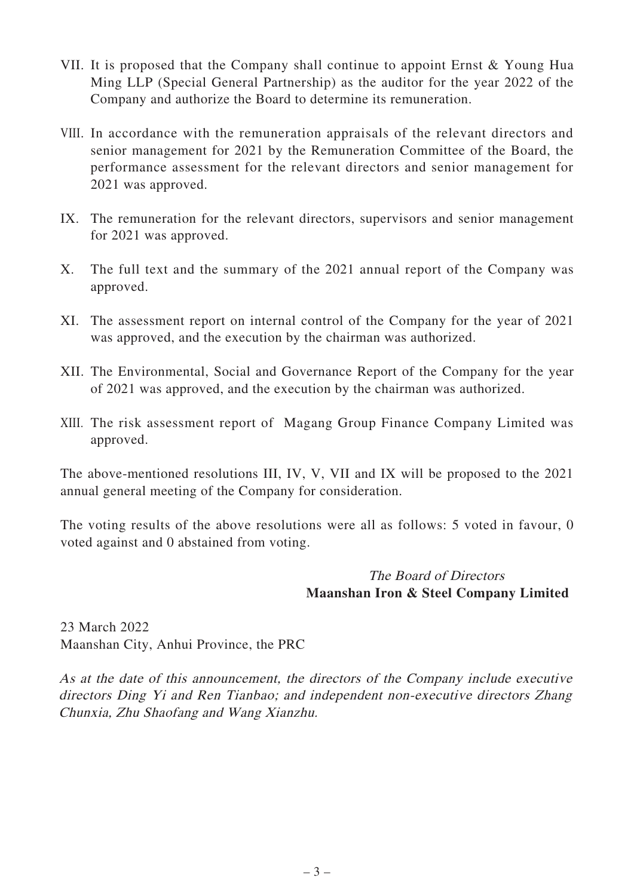VII. It is proposed that the Company shall continue to appoint Ernst & Young Hua Ming LLP (Special General Partnership) as the auditor for the year 2022 of the Company and authorize the Board to determine its remuneration.

VIII. In accordance with the remuneration appraisals of the relevant directors and senior management for 2021 by the Remuneration Committee of the Board, the performance assessment for the relevant directors and senior management for 2021 was approved.

IX. The remuneration for the relevant directors, supervisors and senior management for 2021 was approved.

X. The full text and the summary of the 2021 annual report of the Company was approved.

XI. The assessment report on internal control of the Company for the year of 2021 was approved, and the execution by the chairman was authorized.

XII. The Environmental, Social and Governance Report of the Company for the year of 2021 was approved, and the execution by the chairman was authorized.

XIII. The risk assessment report of Magang Group Finance Company Limited was approved.

The above-mentioned resolutions III, IV, V, VII and IX will be proposed to the 2021 annual general meeting of the Company for consideration.

The voting results of the above resolutions were all as follows: 5 voted in favour, 0 voted against and 0 abstained from voting.

*The Board of Directors*
**Maanshan Iron & Steel Company Limited**

23 March 2022
Maanshan City, Anhui Province, the PRC

*As at the date of this announcement, the directors of the Company include executive directors Ding Yi and Ren Tianbao; and independent non-executive directors Zhang Chunxia, Zhu Shaofang and Wang Xianzhu.*